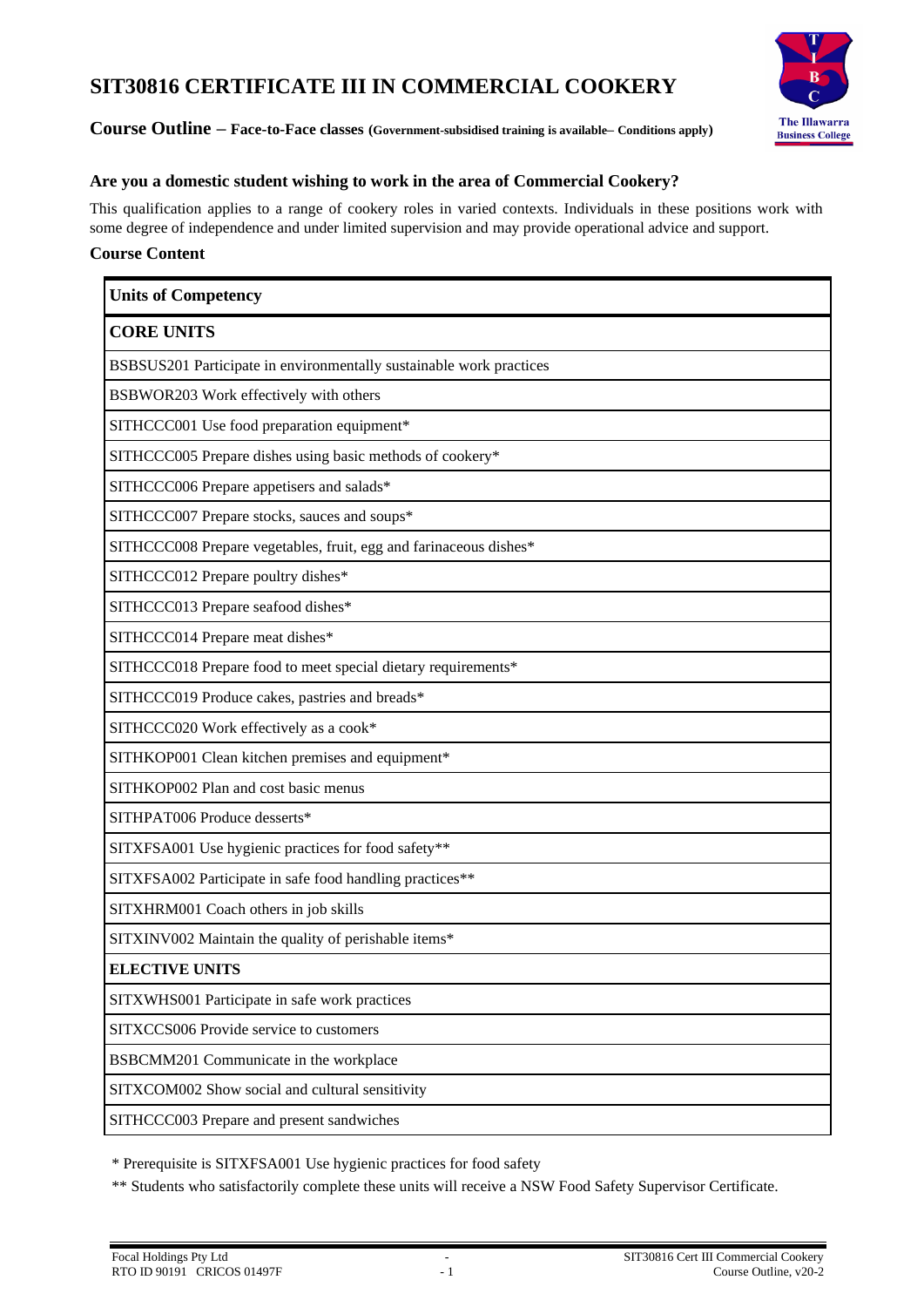# SIT30816 CERTIFICATE III IN COMMERCIAL COOKERY

**Course Outline – Face-to-Face classes (Government-subsidised training is available– Conditions apply)**

### Are you a domestic student wishing to work in the area of Commercial Cookery?

This qualification applies to a range of cookery roles in varied contexts. Individuals in these positions work with some degree of independence and under limited supervision and may provide operational advice and support.

### Course Content

| Units of Competency |
|---|
| **CORE UNITS** |
| BSBSUS201 Participate in environmentally sustainable work practices |
| BSBWOR203 Work effectively with others |
| SITHCCC001 Use food preparation equipment* |
| SITHCCC005 Prepare dishes using basic methods of cookery* |
| SITHCCC006 Prepare appetisers and salads* |
| SITHCCC007 Prepare stocks, sauces and soups* |
| SITHCCC008 Prepare vegetables, fruit, egg and farinaceous dishes* |
| SITHCCC012 Prepare poultry dishes* |
| SITHCCC013 Prepare seafood dishes* |
| SITHCCC014 Prepare meat dishes* |
| SITHCCC018 Prepare food to meet special dietary requirements* |
| SITHCCC019 Produce cakes, pastries and breads* |
| SITHCCC020 Work effectively as a cook* |
| SITHKOP001 Clean kitchen premises and equipment* |
| SITHKOP002 Plan and cost basic menus |
| SITHPAT006 Produce desserts* |
| SITXFSA001 Use hygienic practices for food safety** |
| SITXFSA002 Participate in safe food handling practices** |
| SITXHRM001 Coach others in job skills |
| SITXINV002 Maintain the quality of perishable items* |
| **ELECTIVE UNITS** |
| SITXWHS001 Participate in safe work practices |
| SITXCCS006 Provide service to customers |
| BSBCMM201 Communicate in the workplace |
| SITXCOM002 Show social and cultural sensitivity |
| SITHCCC003 Prepare and present sandwiches |

* Prerequisite is SITXFSA001 Use hygienic practices for food safety

** Students who satisfactorily complete these units will receive a NSW Food Safety Supervisor Certificate.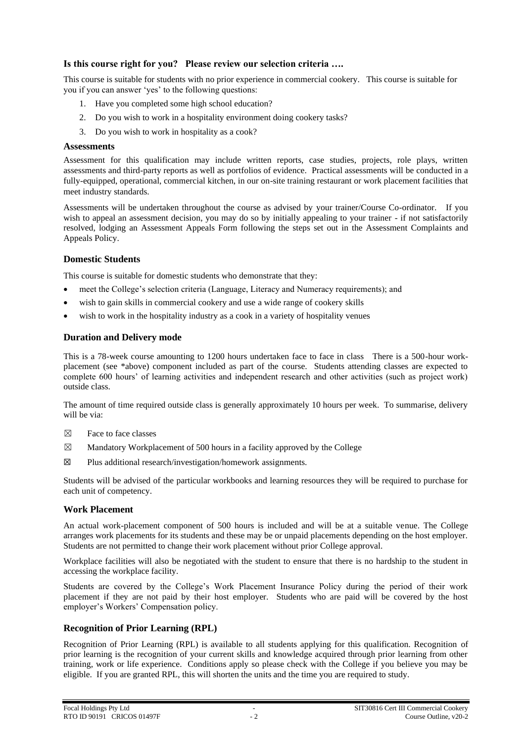### Is this course right for you? Please review our selection criteria ….

This course is suitable for students with no prior experience in commercial cookery. This course is suitable for you if you can answer 'yes' to the following questions:

1. Have you completed some high school education?
2. Do you wish to work in a hospitality environment doing cookery tasks?
3. Do you wish to work in hospitality as a cook?

### Assessments

Assessment for this qualification may include written reports, case studies, projects, role plays, written assessments and third-party reports as well as portfolios of evidence. Practical assessments will be conducted in a fully-equipped, operational, commercial kitchen, in our on-site training restaurant or work placement facilities that meet industry standards.

Assessments will be undertaken throughout the course as advised by your trainer/Course Co-ordinator. If you wish to appeal an assessment decision, you may do so by initially appealing to your trainer - if not satisfactorily resolved, lodging an Assessment Appeals Form following the steps set out in the Assessment Complaints and Appeals Policy.

### Domestic Students

This course is suitable for domestic students who demonstrate that they:

- meet the College's selection criteria (Language, Literacy and Numeracy requirements); and
- wish to gain skills in commercial cookery and use a wide range of cookery skills
- wish to work in the hospitality industry as a cook in a variety of hospitality venues

### Duration and Delivery mode

This is a 78-week course amounting to 1200 hours undertaken face to face in class There is a 500-hour work-placement (see *above) component included as part of the course. Students attending classes are expected to complete 600 hours' of learning activities and independent research and other activities (such as project work) outside class.

The amount of time required outside class is generally approximately 10 hours per week. To summarise, delivery will be via:

☒ Face to face classes

☒ Mandatory Workplacement of 500 hours in a facility approved by the College

☒ Plus additional research/investigation/homework assignments.

Students will be advised of the particular workbooks and learning resources they will be required to purchase for each unit of competency.

### Work Placement

An actual work-placement component of 500 hours is included and will be at a suitable venue. The College arranges work placements for its students and these may be or unpaid placements depending on the host employer. Students are not permitted to change their work placement without prior College approval.

Workplace facilities will also be negotiated with the student to ensure that there is no hardship to the student in accessing the workplace facility.

Students are covered by the College's Work Placement Insurance Policy during the period of their work placement if they are not paid by their host employer. Students who are paid will be covered by the host employer's Workers' Compensation policy.

### Recognition of Prior Learning (RPL)

Recognition of Prior Learning (RPL) is available to all students applying for this qualification. Recognition of prior learning is the recognition of your current skills and knowledge acquired through prior learning from other training, work or life experience. Conditions apply so please check with the College if you believe you may be eligible. If you are granted RPL, this will shorten the units and the time you are required to study.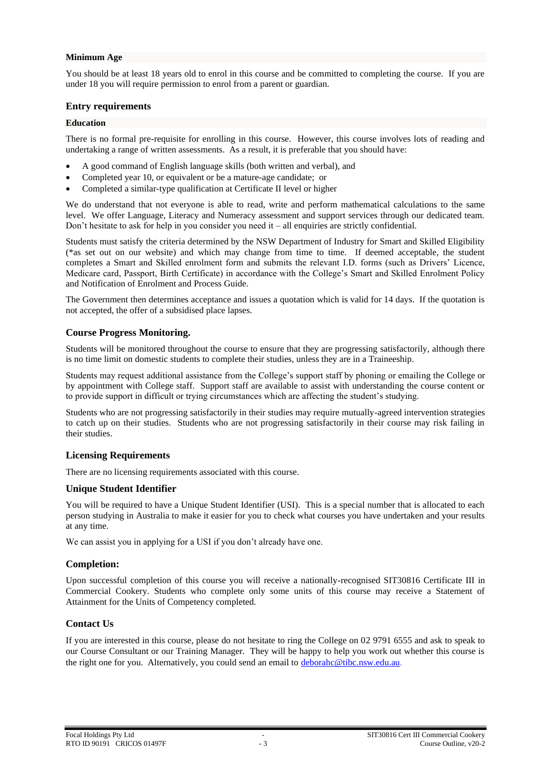**Minimum Age**

You should be at least 18 years old to enrol in this course and be committed to completing the course. If you are under 18 you will require permission to enrol from a parent or guardian.

## Entry requirements

**Education**

There is no formal pre-requisite for enrolling in this course. However, this course involves lots of reading and undertaking a range of written assessments. As a result, it is preferable that you should have:

- A good command of English language skills (both written and verbal), and
- Completed year 10, or equivalent or be a mature-age candidate; or
- Completed a similar-type qualification at Certificate II level or higher

We do understand that not everyone is able to read, write and perform mathematical calculations to the same level. We offer Language, Literacy and Numeracy assessment and support services through our dedicated team. Don't hesitate to ask for help in you consider you need it – all enquiries are strictly confidential.

Students must satisfy the criteria determined by the NSW Department of Industry for Smart and Skilled Eligibility (*as set out on our website) and which may change from time to time. If deemed acceptable, the student completes a Smart and Skilled enrolment form and submits the relevant I.D. forms (such as Drivers' Licence, Medicare card, Passport, Birth Certificate) in accordance with the College's Smart and Skilled Enrolment Policy and Notification of Enrolment and Process Guide.

The Government then determines acceptance and issues a quotation which is valid for 14 days. If the quotation is not accepted, the offer of a subsidised place lapses.

## Course Progress Monitoring.

Students will be monitored throughout the course to ensure that they are progressing satisfactorily, although there is no time limit on domestic students to complete their studies, unless they are in a Traineeship.

Students may request additional assistance from the College's support staff by phoning or emailing the College or by appointment with College staff. Support staff are available to assist with understanding the course content or to provide support in difficult or trying circumstances which are affecting the student's studying.

Students who are not progressing satisfactorily in their studies may require mutually-agreed intervention strategies to catch up on their studies. Students who are not progressing satisfactorily in their course may risk failing in their studies.

## Licensing Requirements

There are no licensing requirements associated with this course.

## Unique Student Identifier

You will be required to have a Unique Student Identifier (USI). This is a special number that is allocated to each person studying in Australia to make it easier for you to check what courses you have undertaken and your results at any time.

We can assist you in applying for a USI if you don't already have one.

## Completion:

Upon successful completion of this course you will receive a nationally-recognised SIT30816 Certificate III in Commercial Cookery. Students who complete only some units of this course may receive a Statement of Attainment for the Units of Competency completed.

## Contact Us

If you are interested in this course, please do not hesitate to ring the College on 02 9791 6555 and ask to speak to our Course Consultant or our Training Manager. They will be happy to help you work out whether this course is the right one for you. Alternatively, you could send an email to deborahc@tibc.nsw.edu.au.